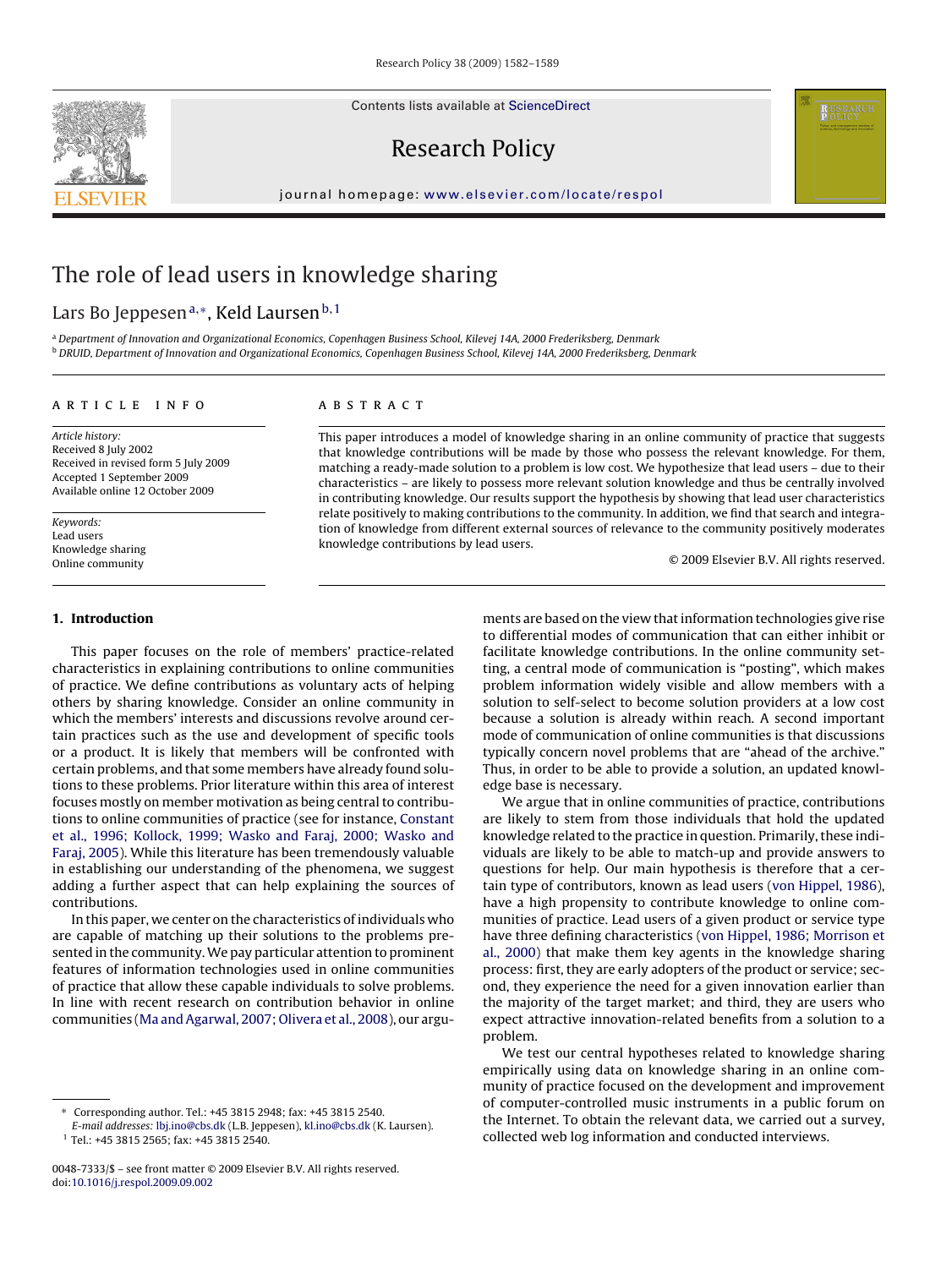# The role of lead users in knowledge sharing

Lars Bo Jeppesen [a,*], Keld Laursen [b,1]

[a] Department of Innovation and Organizational Economics, Copenhagen Business School, Kilevej 14A, 2000 Frederiksberg, Denmark
[b] DRUID, Department of Innovation and Organizational Economics, Copenhagen Business School, Kilevej 14A, 2000 Frederiksberg, Denmark

## ARTICLE INFO

*Article history:*
Received 8 July 2002
Received in revised form 5 July 2009
Accepted 1 September 2009
Available online 12 October 2009

*Keywords:*
Lead users
Knowledge sharing
Online community

## ABSTRACT

This paper introduces a model of knowledge sharing in an online community of practice that suggests that knowledge contributions will be made by those who possess the relevant knowledge. For them, matching a ready-made solution to a problem is low cost. We hypothesize that lead users – due to their characteristics – are likely to possess more relevant solution knowledge and thus be centrally involved in contributing knowledge. Our results support the hypothesis by showing that lead user characteristics relate positively to making contributions to the community. In addition, we find that search and integration of knowledge from different external sources of relevance to the community positively moderates knowledge contributions by lead users.

© 2009 Elsevier B.V. All rights reserved.

## 1. Introduction

This paper focuses on the role of members' practice-related characteristics in explaining contributions to online communities of practice. We define contributions as voluntary acts of helping others by sharing knowledge. Consider an online community in which the members' interests and discussions revolve around certain practices such as the use and development of specific tools or a product. It is likely that members will be confronted with certain problems, and that some members have already found solutions to these problems. Prior literature within this area of interest focuses mostly on member motivation as being central to contributions to online communities of practice (see for instance, Constant et al., 1996; Kollock, 1999; Wasko and Faraj, 2000; Wasko and Faraj, 2005). While this literature has been tremendously valuable in establishing our understanding of the phenomena, we suggest adding a further aspect that can help explaining the sources of contributions.

In this paper, we center on the characteristics of individuals who are capable of matching up their solutions to the problems presented in the community. We pay particular attention to prominent features of information technologies used in online communities of practice that allow these capable individuals to solve problems. In line with recent research on contribution behavior in online communities (Ma and Agarwal, 2007; Olivera et al., 2008), our arguments are based on the view that information technologies give rise to differential modes of communication that can either inhibit or facilitate knowledge contributions. In the online community setting, a central mode of communication is "posting", which makes problem information widely visible and allow members with a solution to self-select to become solution providers at a low cost because a solution is already within reach. A second important mode of communication of online communities is that discussions typically concern novel problems that are "ahead of the archive." Thus, in order to be able to provide a solution, an updated knowledge base is necessary.

We argue that in online communities of practice, contributions are likely to stem from those individuals that hold the updated knowledge related to the practice in question. Primarily, these individuals are likely to be able to match-up and provide answers to questions for help. Our main hypothesis is therefore that a certain type of contributors, known as lead users (von Hippel, 1986), have a high propensity to contribute knowledge to online communities of practice. Lead users of a given product or service type have three defining characteristics (von Hippel, 1986; Morrison et al., 2000) that make them key agents in the knowledge sharing process: first, they are early adopters of the product or service; second, they experience the need for a given innovation earlier than the majority of the target market; and third, they are users who expect attractive innovation-related benefits from a solution to a problem.

We test our central hypotheses related to knowledge sharing empirically using data on knowledge sharing in an online community of practice focused on the development and improvement of computer-controlled music instruments in a public forum on the Internet. To obtain the relevant data, we carried out a survey, collected web log information and conducted interviews.

\* Corresponding author. Tel.: +45 3815 2948; fax: +45 3815 2540.
*E-mail addresses:* lbj.ino@cbs.dk (L.B. Jeppesen), kl.ino@cbs.dk (K. Laursen).
[1] Tel.: +45 3815 2565; fax: +45 3815 2540.

0048-7333/$ – see front matter © 2009 Elsevier B.V. All rights reserved.
doi:10.1016/j.respol.2009.09.002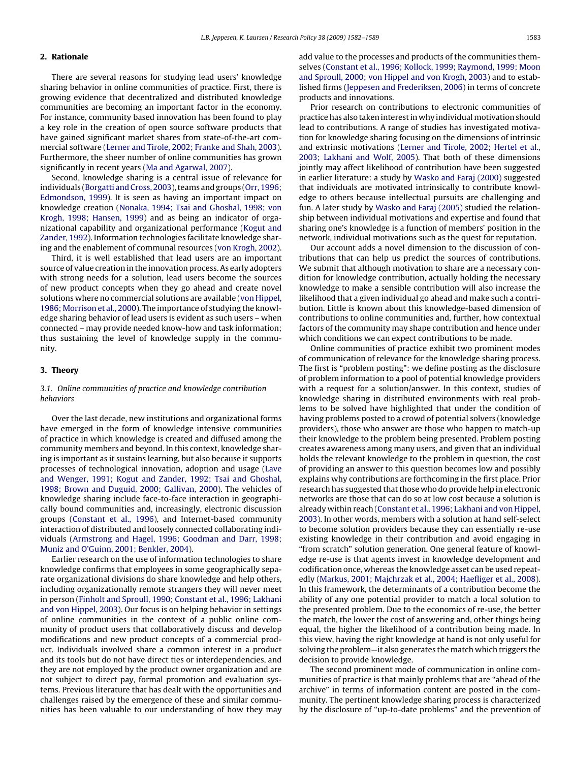## 2. Rationale

There are several reasons for studying lead users' knowledge sharing behavior in online communities of practice. First, there is growing evidence that decentralized and distributed knowledge communities are becoming an important factor in the economy. For instance, community based innovation has been found to play a key role in the creation of open source software products that have gained significant market shares from state-of-the-art commercial software (Lerner and Tirole, 2002; Franke and Shah, 2003). Furthermore, the sheer number of online communities has grown significantly in recent years (Ma and Agarwal, 2007).

Second, knowledge sharing is a central issue of relevance for individuals (Borgatti and Cross, 2003), teams and groups (Orr, 1996; Edmondson, 1999). It is seen as having an important impact on knowledge creation (Nonaka, 1994; Tsai and Ghoshal, 1998; von Krogh, 1998; Hansen, 1999) and as being an indicator of organizational capability and organizational performance (Kogut and Zander, 1992). Information technologies facilitate knowledge sharing and the enablement of communal resources (von Krogh, 2002).

Third, it is well established that lead users are an important source of value creation in the innovation process. As early adopters with strong needs for a solution, lead users become the sources of new product concepts when they go ahead and create novel solutions where no commercial solutions are available (von Hippel, 1986; Morrison et al., 2000). The importance of studying the knowledge sharing behavior of lead users is evident as such users – when connected – may provide needed know-how and task information; thus sustaining the level of knowledge supply in the community.

## 3. Theory

### 3.1. Online communities of practice and knowledge contribution behaviors

Over the last decade, new institutions and organizational forms have emerged in the form of knowledge intensive communities of practice in which knowledge is created and diffused among the community members and beyond. In this context, knowledge sharing is important as it sustains learning, but also because it supports processes of technological innovation, adoption and usage (Lave and Wenger, 1991; Kogut and Zander, 1992; Tsai and Ghoshal, 1998; Brown and Duguid, 2000; Gallivan, 2000). The vehicles of knowledge sharing include face-to-face interaction in geographically bound communities and, increasingly, electronic discussion groups (Constant et al., 1996), and Internet-based community interaction of distributed and loosely connected collaborating individuals (Armstrong and Hagel, 1996; Goodman and Darr, 1998; Muniz and O'Guinn, 2001; Benkler, 2004).

Earlier research on the use of information technologies to share knowledge confirms that employees in some geographically separate organizational divisions do share knowledge and help others, including organizationally remote strangers they will never meet in person (Finholt and Sproull, 1990; Constant et al., 1996; Lakhani and von Hippel, 2003). Our focus is on helping behavior in settings of online communities in the context of a public online community of product users that collaboratively discuss and develop modifications and new product concepts of a commercial product. Individuals involved share a common interest in a product and its tools but do not have direct ties or interdependencies, and they are not employed by the product owner organization and are not subject to direct pay, formal promotion and evaluation systems. Previous literature that has dealt with the opportunities and challenges raised by the emergence of these and similar communities has been valuable to our understanding of how they may add value to the processes and products of the communities themselves (Constant et al., 1996; Kollock, 1999; Raymond, 1999; Moon and Sproull, 2000; von Hippel and von Krogh, 2003) and to established firms (Jeppesen and Frederiksen, 2006) in terms of concrete products and innovations.

Prior research on contributions to electronic communities of practice has also taken interest in why individual motivation should lead to contributions. A range of studies has investigated motivation for knowledge sharing focusing on the dimensions of intrinsic and extrinsic motivations (Lerner and Tirole, 2002; Hertel et al., 2003; Lakhani and Wolf, 2005). That both of these dimensions jointly may affect likelihood of contribution have been suggested in earlier literature: a study by Wasko and Faraj (2000) suggested that individuals are motivated intrinsically to contribute knowledge to others because intellectual pursuits are challenging and fun. A later study by Wasko and Faraj (2005) studied the relationship between individual motivations and expertise and found that sharing one's knowledge is a function of members' position in the network, individual motivations such as the quest for reputation.

Our account adds a novel dimension to the discussion of contributions that can help us predict the sources of contributions. We submit that although motivation to share are a necessary condition for knowledge contribution, actually holding the necessary knowledge to make a sensible contribution will also increase the likelihood that a given individual go ahead and make such a contribution. Little is known about this knowledge-based dimension of contributions to online communities and, further, how contextual factors of the community may shape contribution and hence under which conditions we can expect contributions to be made.

Online communities of practice exhibit two prominent modes of communication of relevance for the knowledge sharing process. The first is "problem posting": we define posting as the disclosure of problem information to a pool of potential knowledge providers with a request for a solution/answer. In this context, studies of knowledge sharing in distributed environments with real problems to be solved have highlighted that under the condition of having problems posted to a crowd of potential solvers (knowledge providers), those who answer are those who happen to match-up their knowledge to the problem being presented. Problem posting creates awareness among many users, and given that an individual holds the relevant knowledge to the problem in question, the cost of providing an answer to this question becomes low and possibly explains why contributions are forthcoming in the first place. Prior research has suggested that those who do provide help in electronic networks are those that can do so at low cost because a solution is already within reach (Constant et al., 1996; Lakhani and von Hippel, 2003). In other words, members with a solution at hand self-select to become solution providers because they can essentially re-use existing knowledge in their contribution and avoid engaging in "from scratch" solution generation. One general feature of knowledge re-use is that agents invest in knowledge development and codification once, whereas the knowledge asset can be used repeatedly (Markus, 2001; Majchrzak et al., 2004; Haefliger et al., 2008). In this framework, the determinants of a contribution become the ability of any one potential provider to match a local solution to the presented problem. Due to the economics of re-use, the better the match, the lower the cost of answering and, other things being equal, the higher the likelihood of a contribution being made. In this view, having the right knowledge at hand is not only useful for solving the problem—it also generates the match which triggers the decision to provide knowledge.

The second prominent mode of communication in online communities of practice is that mainly problems that are "ahead of the archive" in terms of information content are posted in the community. The pertinent knowledge sharing process is characterized by the disclosure of "up-to-date problems" and the prevention of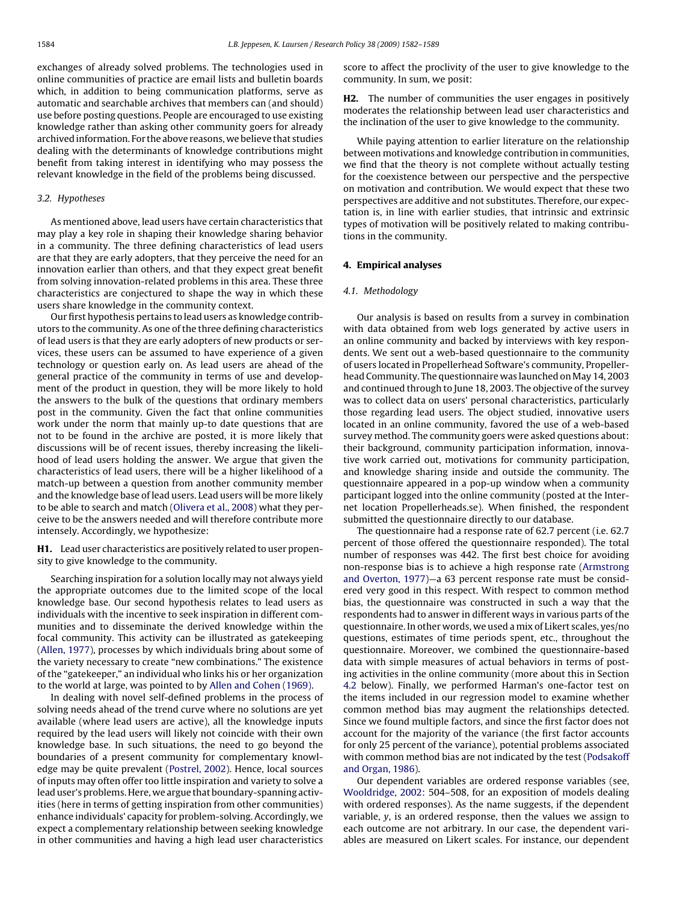exchanges of already solved problems. The technologies used in online communities of practice are email lists and bulletin boards which, in addition to being communication platforms, serve as automatic and searchable archives that members can (and should) use before posting questions. People are encouraged to use existing knowledge rather than asking other community goers for already archived information. For the above reasons, we believe that studies dealing with the determinants of knowledge contributions might benefit from taking interest in identifying who may possess the relevant knowledge in the field of the problems being discussed.

### 3.2. Hypotheses

As mentioned above, lead users have certain characteristics that may play a key role in shaping their knowledge sharing behavior in a community. The three defining characteristics of lead users are that they are early adopters, that they perceive the need for an innovation earlier than others, and that they expect great benefit from solving innovation-related problems in this area. These three characteristics are conjectured to shape the way in which these users share knowledge in the community context.

Our first hypothesis pertains to lead users as knowledge contributors to the community. As one of the three defining characteristics of lead users is that they are early adopters of new products or services, these users can be assumed to have experience of a given technology or question early on. As lead users are ahead of the general practice of the community in terms of use and development of the product in question, they will be more likely to hold the answers to the bulk of the questions that ordinary members post in the community. Given the fact that online communities work under the norm that mainly up-to date questions that are not to be found in the archive are posted, it is more likely that discussions will be of recent issues, thereby increasing the likelihood of lead users holding the answer. We argue that given the characteristics of lead users, there will be a higher likelihood of a match-up between a question from another community member and the knowledge base of lead users. Lead users will be more likely to be able to search and match (Olivera et al., 2008) what they perceive to be the answers needed and will therefore contribute more intensely. Accordingly, we hypothesize:

**H1.** Lead user characteristics are positively related to user propensity to give knowledge to the community.

Searching inspiration for a solution locally may not always yield the appropriate outcomes due to the limited scope of the local knowledge base. Our second hypothesis relates to lead users as individuals with the incentive to seek inspiration in different communities and to disseminate the derived knowledge within the focal community. This activity can be illustrated as gatekeeping (Allen, 1977), processes by which individuals bring about some of the variety necessary to create "new combinations." The existence of the "gatekeeper," an individual who links his or her organization to the world at large, was pointed to by Allen and Cohen (1969).

In dealing with novel self-defined problems in the process of solving needs ahead of the trend curve where no solutions are yet available (where lead users are active), all the knowledge inputs required by the lead users will likely not coincide with their own knowledge base. In such situations, the need to go beyond the boundaries of a present community for complementary knowledge may be quite prevalent (Postrel, 2002). Hence, local sources of inputs may often offer too little inspiration and variety to solve a lead user's problems. Here, we argue that boundary-spanning activities (here in terms of getting inspiration from other communities) enhance individuals' capacity for problem-solving. Accordingly, we expect a complementary relationship between seeking knowledge in other communities and having a high lead user characteristics score to affect the proclivity of the user to give knowledge to the community. In sum, we posit:

**H2.** The number of communities the user engages in positively moderates the relationship between lead user characteristics and the inclination of the user to give knowledge to the community.

While paying attention to earlier literature on the relationship between motivations and knowledge contribution in communities, we find that the theory is not complete without actually testing for the coexistence between our perspective and the perspective on motivation and contribution. We would expect that these two perspectives are additive and not substitutes. Therefore, our expectation is, in line with earlier studies, that intrinsic and extrinsic types of motivation will be positively related to making contributions in the community.

## 4. Empirical analyses

### 4.1. Methodology

Our analysis is based on results from a survey in combination with data obtained from web logs generated by active users in an online community and backed by interviews with key respondents. We sent out a web-based questionnaire to the community of users located in Propellerhead Software's community, Propellerhead Community. The questionnaire was launched on May 14, 2003 and continued through to June 18, 2003. The objective of the survey was to collect data on users' personal characteristics, particularly those regarding lead users. The object studied, innovative users located in an online community, favored the use of a web-based survey method. The community goers were asked questions about: their background, community participation information, innovative work carried out, motivations for community participation, and knowledge sharing inside and outside the community. The questionnaire appeared in a pop-up window when a community participant logged into the online community (posted at the Internet location Propellerheads.se). When finished, the respondent submitted the questionnaire directly to our database.

The questionnaire had a response rate of 62.7 percent (i.e. 62.7 percent of those offered the questionnaire responded). The total number of responses was 442. The first best choice for avoiding non-response bias is to achieve a high response rate (Armstrong and Overton, 1977)—a 63 percent response rate must be considered very good in this respect. With respect to common method bias, the questionnaire was constructed in such a way that the respondents had to answer in different ways in various parts of the questionnaire. In other words, we used a mix of Likert scales, yes/no questions, estimates of time periods spent, etc., throughout the questionnaire. Moreover, we combined the questionnaire-based data with simple measures of actual behaviors in terms of posting activities in the online community (more about this in Section 4.2 below). Finally, we performed Harman's one-factor test on the items included in our regression model to examine whether common method bias may augment the relationships detected. Since we found multiple factors, and since the first factor does not account for the majority of the variance (the first factor accounts for only 25 percent of the variance), potential problems associated with common method bias are not indicated by the test (Podsakoff and Organ, 1986).

Our dependent variables are ordered response variables (see, Wooldridge, 2002: 504–508, for an exposition of models dealing with ordered responses). As the name suggests, if the dependent variable, $y$, is an ordered response, then the values we assign to each outcome are not arbitrary. In our case, the dependent variables are measured on Likert scales. For instance, our dependent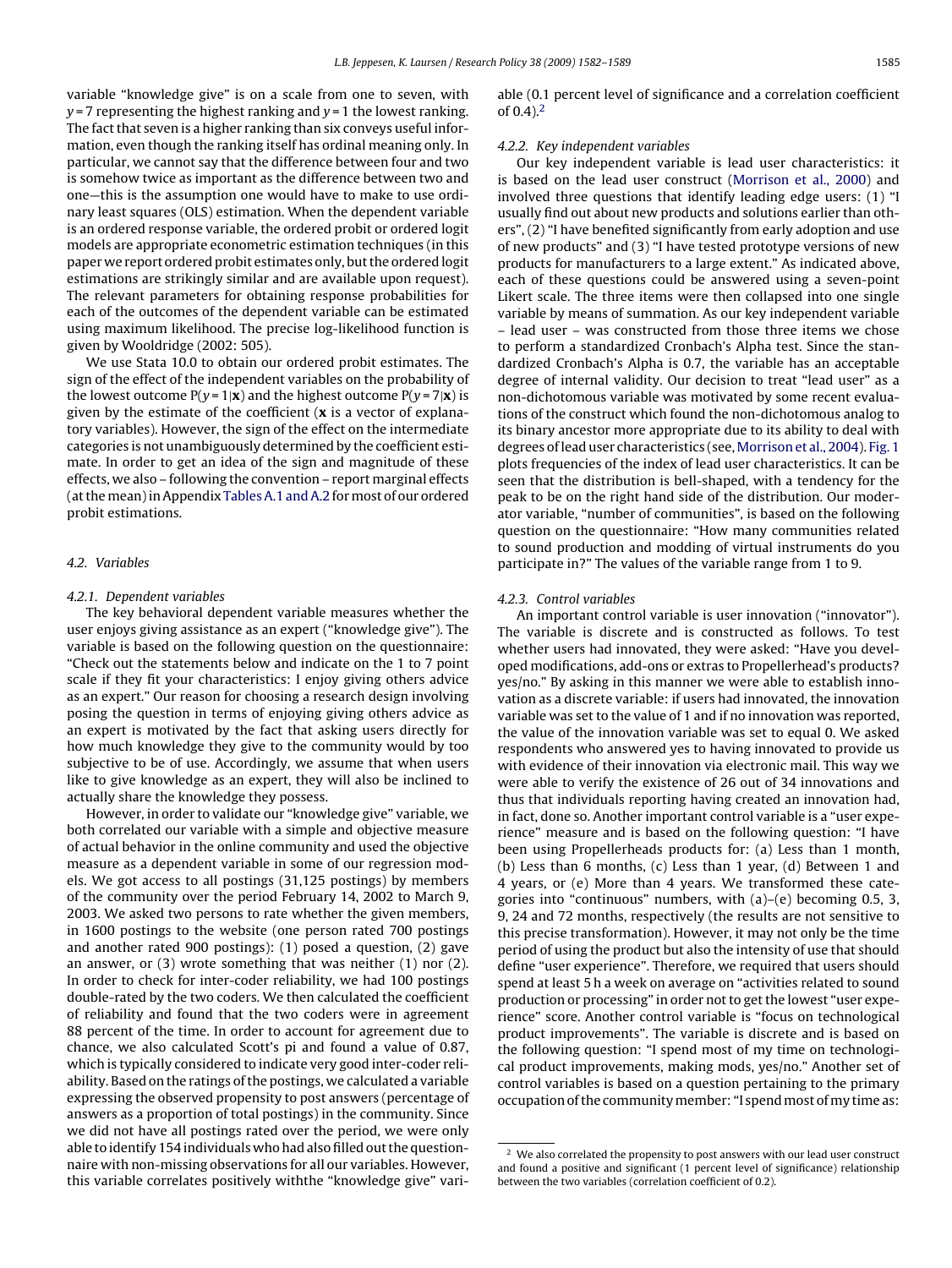variable "knowledge give" is on a scale from one to seven, with $y = 7$ representing the highest ranking and $y = 1$ the lowest ranking. The fact that seven is a higher ranking than six conveys useful information, even though the ranking itself has ordinal meaning only. In particular, we cannot say that the difference between four and two is somehow twice as important as the difference between two and one—this is the assumption one would have to make to use ordinary least squares (OLS) estimation. When the dependent variable is an ordered response variable, the ordered probit or ordered logit models are appropriate econometric estimation techniques (in this paper we report ordered probit estimates only, but the ordered logit estimations are strikingly similar and are available upon request). The relevant parameters for obtaining response probabilities for each of the outcomes of the dependent variable can be estimated using maximum likelihood. The precise log-likelihood function is given by Wooldridge (2002: 505).

We use Stata 10.0 to obtain our ordered probit estimates. The sign of the effect of the independent variables on the probability of the lowest outcome $P(y = 1|\mathbf{x})$ and the highest outcome $P(y = 7|\mathbf{x})$ is given by the estimate of the coefficient ($\mathbf{x}$ is a vector of explanatory variables). However, the sign of the effect on the intermediate categories is not unambiguously determined by the coefficient estimate. In order to get an idea of the sign and magnitude of these effects, we also – following the convention – report marginal effects (at the mean) in Appendix Tables A.1 and A.2 for most of our ordered probit estimations.

### 4.2. Variables

#### 4.2.1. Dependent variables

The key behavioral dependent variable measures whether the user enjoys giving assistance as an expert ("knowledge give"). The variable is based on the following question on the questionnaire: "Check out the statements below and indicate on the 1 to 7 point scale if they fit your characteristics: I enjoy giving others advice as an expert." Our reason for choosing a research design involving posing the question in terms of enjoying giving others advice as an expert is motivated by the fact that asking users directly for how much knowledge they give to the community would by too subjective to be of use. Accordingly, we assume that when users like to give knowledge as an expert, they will also be inclined to actually share the knowledge they possess.

However, in order to validate our "knowledge give" variable, we both correlated our variable with a simple and objective measure of actual behavior in the online community and used the objective measure as a dependent variable in some of our regression models. We got access to all postings (31,125 postings) by members of the community over the period February 14, 2002 to March 9, 2003. We asked two persons to rate whether the given members, in 1600 postings to the website (one person rated 700 postings and another rated 900 postings): (1) posed a question, (2) gave an answer, or (3) wrote something that was neither (1) nor (2). In order to check for inter-coder reliability, we had 100 postings double-rated by the two coders. We then calculated the coefficient of reliability and found that the two coders were in agreement 88 percent of the time. In order to account for agreement due to chance, we also calculated Scott's pi and found a value of 0.87, which is typically considered to indicate very good inter-coder reliability. Based on the ratings of the postings, we calculated a variable expressing the observed propensity to post answers (percentage of answers as a proportion of total postings) in the community. Since we did not have all postings rated over the period, we were only able to identify 154 individuals who had also filled out the questionnaire with non-missing observations for all our variables. However, this variable correlates positively withthe "knowledge give" variable (0.1 percent level of significance and a correlation coefficient of 0.4).[2]

#### 4.2.2. Key independent variables

Our key independent variable is lead user characteristics: it is based on the lead user construct (Morrison et al., 2000) and involved three questions that identify leading edge users: (1) "I usually find out about new products and solutions earlier than others", (2) "I have benefited significantly from early adoption and use of new products" and (3) "I have tested prototype versions of new products for manufacturers to a large extent." As indicated above, each of these questions could be answered using a seven-point Likert scale. The three items were then collapsed into one single variable by means of summation. As our key independent variable – lead user – was constructed from those three items we chose to perform a standardized Cronbach's Alpha test. Since the standardized Cronbach's Alpha is 0.7, the variable has an acceptable degree of internal validity. Our decision to treat "lead user" as a non-dichotomous variable was motivated by some recent evaluations of the construct which found the non-dichotomous analog to its binary ancestor more appropriate due to its ability to deal with degrees of lead user characteristics (see, Morrison et al., 2004). Fig. 1 plots frequencies of the index of lead user characteristics. It can be seen that the distribution is bell-shaped, with a tendency for the peak to be on the right hand side of the distribution. Our moderator variable, "number of communities", is based on the following question on the questionnaire: "How many communities related to sound production and modding of virtual instruments do you participate in?" The values of the variable range from 1 to 9.

#### 4.2.3. Control variables

An important control variable is user innovation ("innovator"). The variable is discrete and is constructed as follows. To test whether users had innovated, they were asked: "Have you developed modifications, add-ons or extras to Propellerhead's products? yes/no." By asking in this manner we were able to establish innovation as a discrete variable: if users had innovated, the innovation variable was set to the value of 1 and if no innovation was reported, the value of the innovation variable was set to equal 0. We asked respondents who answered yes to having innovated to provide us with evidence of their innovation via electronic mail. This way we were able to verify the existence of 26 out of 34 innovations and thus that individuals reporting having created an innovation had, in fact, done so. Another important control variable is a "user experience" measure and is based on the following question: "I have been using Propellerheads products for: (a) Less than 1 month, (b) Less than 6 months, (c) Less than 1 year, (d) Between 1 and 4 years, or (e) More than 4 years. We transformed these categories into "continuous" numbers, with (a)–(e) becoming 0.5, 3, 9, 24 and 72 months, respectively (the results are not sensitive to this precise transformation). However, it may not only be the time period of using the product but also the intensity of use that should define "user experience". Therefore, we required that users should spend at least 5 h a week on average on "activities related to sound production or processing" in order not to get the lowest "user experience" score. Another control variable is "focus on technological product improvements". The variable is discrete and is based on the following question: "I spend most of my time on technological product improvements, making mods, yes/no." Another set of control variables is based on a question pertaining to the primary occupation of the community member: "I spend most of my time as:

[2] We also correlated the propensity to post answers with our lead user construct and found a positive and significant (1 percent level of significance) relationship between the two variables (correlation coefficient of 0.2).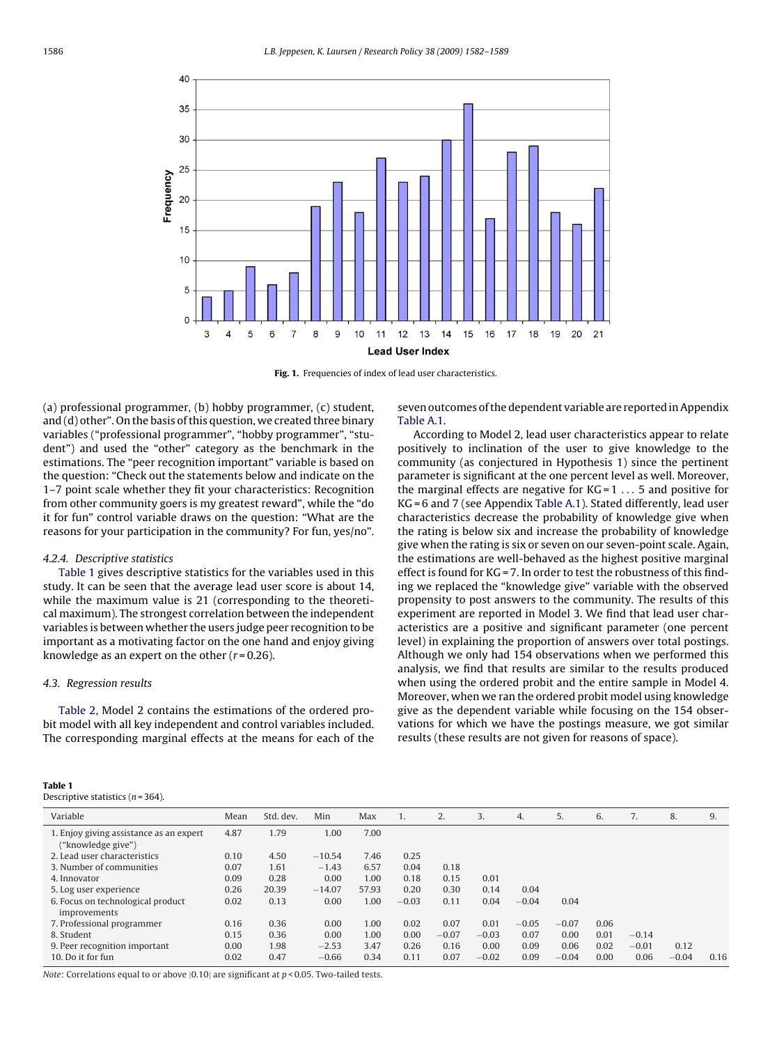**Fig. 1.** Frequencies of index of lead user characteristics.

(a) professional programmer, (b) hobby programmer, (c) student, and (d) other". On the basis of this question, we created three binary variables ("professional programmer", "hobby programmer", "student") and used the "other" category as the benchmark in the estimations. The "peer recognition important" variable is based on the question: "Check out the statements below and indicate on the 1–7 point scale whether they fit your characteristics: Recognition from other community goers is my greatest reward", while the "do it for fun" control variable draws on the question: "What are the reasons for your participation in the community? For fun, yes/no".

#### 4.2.4. Descriptive statistics

Table 1 gives descriptive statistics for the variables used in this study. It can be seen that the average lead user score is about 14, while the maximum value is 21 (corresponding to the theoretical maximum). The strongest correlation between the independent variables is between whether the users judge peer recognition to be important as a motivating factor on the one hand and enjoy giving knowledge as an expert on the other ($r = 0.26$).

### 4.3. Regression results

Table 2, Model 2 contains the estimations of the ordered probit model with all key independent and control variables included. The corresponding marginal effects at the means for each of the seven outcomes of the dependent variable are reported in Appendix Table A.1.

According to Model 2, lead user characteristics appear to relate positively to inclination of the user to give knowledge to the community (as conjectured in Hypothesis 1) since the pertinent parameter is significant at the one percent level as well. Moreover, the marginal effects are negative for KG = 1 ... 5 and positive for KG = 6 and 7 (see Appendix Table A.1). Stated differently, lead user characteristics decrease the probability of knowledge give when the rating is below six and increase the probability of knowledge give when the rating is six or seven on our seven-point scale. Again, the estimations are well-behaved as the highest positive marginal effect is found for KG = 7. In order to test the robustness of this finding we replaced the "knowledge give" variable with the observed propensity to post answers to the community. The results of this experiment are reported in Model 3. We find that lead user characteristics are a positive and significant parameter (one percent level) in explaining the proportion of answers over total postings. Although we only had 154 observations when we performed this analysis, we find that results are similar to the results produced when using the ordered probit and the entire sample in Model 4. Moreover, when we ran the ordered probit model using knowledge give as the dependent variable while focusing on the 154 observations for which we have the postings measure, we got similar results (these results are not given for reasons of space).

**Table 1**
Descriptive statistics ($n = 364$).

| Variable | Mean | Std. dev. | Min | Max | 1. | 2. | 3. | 4. | 5. | 6. | 7. | 8. | 9. |
|---|---|---|---|---|---|---|---|---|---|---|---|---|---|
| 1. Enjoy giving assistance as an expert ("knowledge give") | 4.87 | 1.79 | 1.00 | 7.00 | | | | | | | | | |
| 2. Lead user characteristics | 0.10 | 4.50 | −10.54 | 7.46 | 0.25 | | | | | | | | |
| 3. Number of communities | 0.07 | 1.61 | −1.43 | 6.57 | 0.04 | 0.18 | | | | | | | |
| 4. Innovator | 0.09 | 0.28 | 0.00 | 1.00 | 0.18 | 0.15 | 0.01 | | | | | | |
| 5. Log user experience | 0.26 | 20.39 | −14.07 | 57.93 | 0.20 | 0.30 | 0.14 | 0.04 | | | | | |
| 6. Focus on technological product improvements | 0.02 | 0.13 | 0.00 | 1.00 | −0.03 | 0.11 | 0.04 | −0.04 | 0.04 | | | | |
| 7. Professional programmer | 0.16 | 0.36 | 0.00 | 1.00 | 0.02 | 0.07 | 0.01 | −0.05 | −0.07 | 0.06 | | | |
| 8. Student | 0.15 | 0.36 | 0.00 | 1.00 | 0.00 | −0.07 | −0.03 | 0.07 | 0.00 | 0.01 | −0.14 | | |
| 9. Peer recognition important | 0.00 | 1.98 | −2.53 | 3.47 | 0.26 | 0.16 | 0.00 | 0.09 | 0.06 | 0.02 | −0.01 | 0.12 | |
| 10. Do it for fun | 0.02 | 0.47 | −0.66 | 0.34 | 0.11 | 0.07 | −0.02 | 0.09 | −0.04 | 0.00 | 0.06 | −0.04 | 0.16 |

*Note*: Correlations equal to or above |0.10| are significant at $p < 0.05$. Two-tailed tests.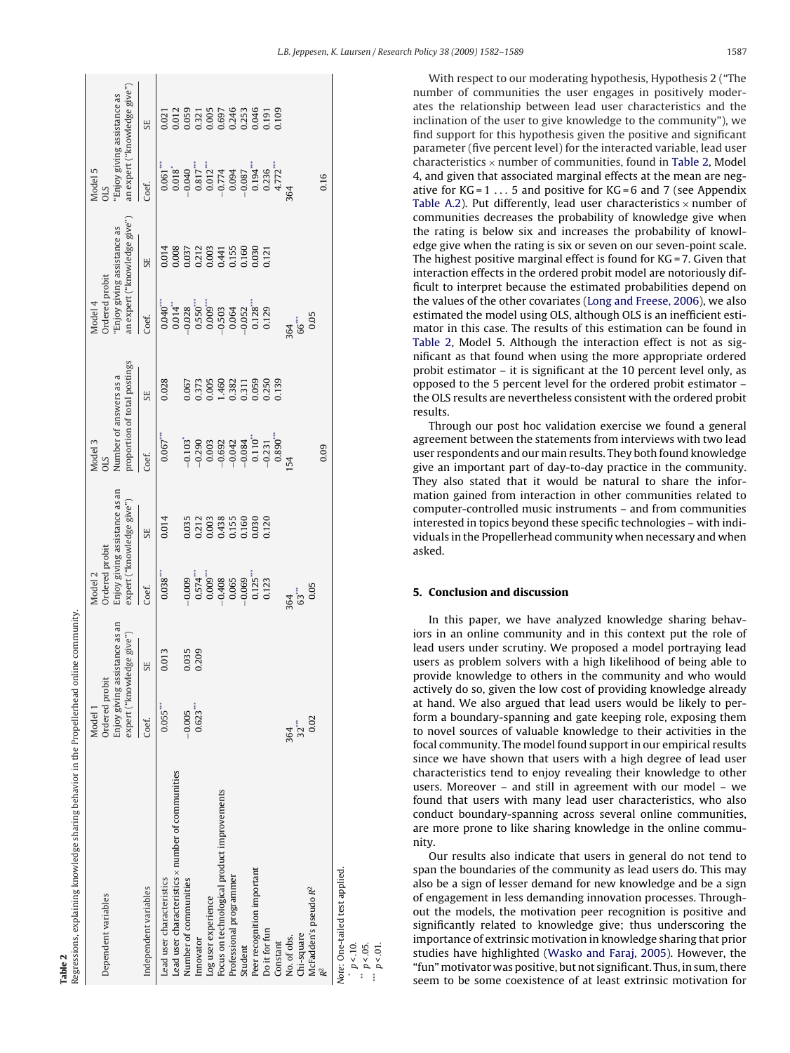**Table 2**

Regressions, explaining knowledge sharing behavior in the Propellerhead online community.

| Dependent variables | Model 1 Ordered probit "Enjoy giving assistance as an expert ("knowledge give") | | Model 2 Ordered probit "Enjoy giving assistance as an expert ("knowledge give") | | Model 3 OLS Number of answers as a proportion of total postings | | Model 4 Ordered probit "Enjoy giving assistance as an expert ("knowledge give") | | Model 5 OLS "Enjoy giving assistance as an expert ("knowledge give") | |
|---|---|---|---|---|---|---|---|---|---|---|
| Independent variables | Coef. | SE | Coef. | SE | Coef. | SE | Coef. | SE | Coef. | SE |
| Lead user characteristics | 0.055*** | 0.013 | 0.038*** | 0.014 | 0.067** | 0.028 | 0.040*** | 0.014 | 0.061*** | 0.021 |
| Lead user characteristics × number of communities | | | | | | | 0.014** | 0.008 | 0.018* | 0.012 |
| Number of communities | −0.005 | 0.035 | −0.009 | 0.035 | −0.103* | 0.067 | −0.028 | 0.037 | −0.040 | 0.059 |
| Innovator | 0.623*** | 0.209 | 0.574*** | 0.212 | −0.290 | 0.373 | 0.550*** | 0.212 | 0.817*** | 0.321 |
| Log user experience | | | 0.009*** | 0.003 | 0.003 | 0.005 | 0.009*** | 0.003 | 0.012*** | 0.005 |
| Focus on technological product improvements | | | −0.408 | 0.438 | −0.692 | 1.460 | −0.503 | 0.441 | −0.774 | 0.697 |
| Professional programmer | | | 0.065 | 0.155 | −0.042 | 0.382 | 0.064 | 0.155 | 0.094 | 0.246 |
| Student | | | −0.069 | 0.160 | −0.084 | 0.311 | −0.052 | 0.160 | −0.087 | 0.253 |
| Peer recognition important | | | 0.125*** | 0.030 | 0.110** | 0.059 | 0.128*** | 0.030 | 0.194*** | 0.046 |
| Do it for fun | | | 0.123 | 0.120 | −0.231 | 0.250 | 0.129 | 0.121 | 0.236 | 0.191 |
| Constant | | | | | 0.890*** | 0.139 | | | 4.772*** | 0.109 |
| No. of obs. | 364 | | 364 | | 154 | | 364 | | 364 | |
| Chi-square | 32*** | | 63*** | | | | 66*** | | | |
| McFadden's pseudo $R^2$ | 0.02 | | 0.05 | | | | 0.05 | | | |
| $R^2$ | | | | | 0.09 | | | | 0.16 | |

*Note*: One-tailed test applied.
* $p < .10$.
** $p < .05$.
*** $p < .01$.

With respect to our moderating hypothesis, Hypothesis 2 ("The number of communities the user engages in positively moderates the relationship between lead user characteristics and the inclination of the user to give knowledge to the community"), we find support for this hypothesis given the positive and significant parameter (five percent level) for the interacted variable, lead user characteristics × number of communities, found in Table 2, Model 4, and given that associated marginal effects at the mean are negative for KG = 1 ... 5 and positive for KG = 6 and 7 (see Appendix Table A.2). Put differently, lead user characteristics × number of communities decreases the probability of knowledge give when the rating is below six and increases the probability of knowledge give when the rating is six or seven on our seven-point scale. The highest positive marginal effect is found for KG = 7. Given that interaction effects in the ordered probit model are notoriously difficult to interpret because the estimated probabilities depend on the values of the other covariates (Long and Freese, 2006), we also estimated the model using OLS, although OLS is an inefficient estimator in this case. The results of this estimation can be found in Table 2, Model 5. Although the interaction effect is not as significant as that found when using the more appropriate ordered probit estimator – it is significant at the 10 percent level only, as opposed to the 5 percent level for the ordered probit estimator – the OLS results are nevertheless consistent with the ordered probit results.

Through our post hoc validation exercise we found a general agreement between the statements from interviews with two lead user respondents and our main results. They both found knowledge give an important part of day-to-day practice in the community. They also stated that it would be natural to share the information gained from interaction in other communities related to computer-controlled music instruments – and from communities interested in topics beyond these specific technologies – with individuals in the Propellerhead community when necessary and when asked.

## 5. Conclusion and discussion

In this paper, we have analyzed knowledge sharing behaviors in an online community and in this context put the role of lead users under scrutiny. We proposed a model portraying lead users as problem solvers with a high likelihood of being able to provide knowledge to others in the community and who would actively do so, given the low cost of providing knowledge already at hand. We also argued that lead users would be likely to perform a boundary-spanning and gate keeping role, exposing them to novel sources of valuable knowledge to their activities in the focal community. The model found support in our empirical results since we have shown that users with a high degree of lead user characteristics tend to enjoy revealing their knowledge to other users. Moreover – and still in agreement with our model – we found that users with many lead user characteristics, who also conduct boundary-spanning across several online communities, are more prone to like sharing knowledge in the online community.

Our results also indicate that users in general do not tend to span the boundaries of the community as lead users do. This may also be a sign of lesser demand for new knowledge and be a sign of engagement in less demanding innovation processes. Throughout the models, the motivation peer recognition is positive and significantly related to knowledge give; thus underscoring the importance of extrinsic motivation in knowledge sharing that prior studies have highlighted (Wasko and Faraj, 2005). However, the "fun" motivator was positive, but not significant. Thus, in sum, there seem to be some coexistence of at least extrinsic motivation for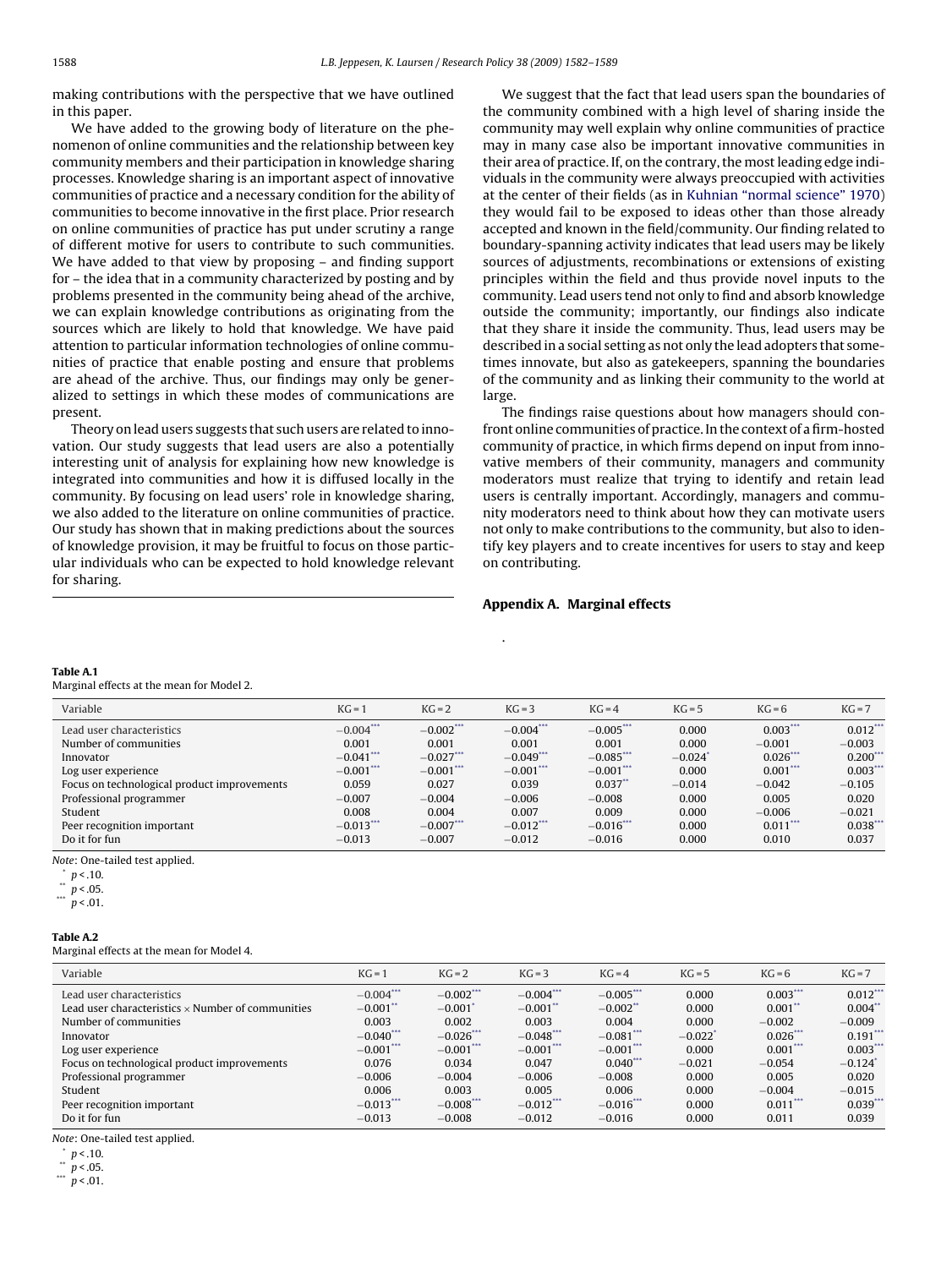making contributions with the perspective that we have outlined in this paper.

We have added to the growing body of literature on the phenomenon of online communities and the relationship between key community members and their participation in knowledge sharing processes. Knowledge sharing is an important aspect of innovative communities of practice and a necessary condition for the ability of communities to become innovative in the first place. Prior research on online communities of practice has put under scrutiny a range of different motive for users to contribute to such communities. We have added to that view by proposing – and finding support for – the idea that in a community characterized by posting and by problems presented in the community being ahead of the archive, we can explain knowledge contributions as originating from the sources which are likely to hold that knowledge. We have paid attention to particular information technologies of online communities of practice that enable posting and ensure that problems are ahead of the archive. Thus, our findings may only be generalized to settings in which these modes of communications are present.

Theory on lead users suggests that such users are related to innovation. Our study suggests that lead users are also a potentially interesting unit of analysis for explaining how new knowledge is integrated into communities and how it is diffused locally in the community. By focusing on lead users' role in knowledge sharing, we also added to the literature on online communities of practice. Our study has shown that in making predictions about the sources of knowledge provision, it may be fruitful to focus on those particular individuals who can be expected to hold knowledge relevant for sharing.

We suggest that the fact that lead users span the boundaries of the community combined with a high level of sharing inside the community may well explain why online communities of practice may in many case also be important innovative communities in their area of practice. If, on the contrary, the most leading edge individuals in the community were always preoccupied with activities at the center of their fields (as in Kuhnian "normal science" 1970) they would fail to be exposed to ideas other than those already accepted and known in the field/community. Our finding related to boundary-spanning activity indicates that lead users may be likely sources of adjustments, recombinations or extensions of existing principles within the field and thus provide novel inputs to the community. Lead users tend not only to find and absorb knowledge outside the community; importantly, our findings also indicate that they share it inside the community. Thus, lead users may be described in a social setting as not only the lead adopters that sometimes innovate, but also as gatekeepers, spanning the boundaries of the community and as linking their community to the world at large.

The findings raise questions about how managers should confront online communities of practice. In the context of a firm-hosted community of practice, in which firms depend on input from innovative members of their community, managers and community moderators must realize that trying to identify and retain lead users is centrally important. Accordingly, managers and community moderators need to think about how they can motivate users not only to make contributions to the community, but also to identify key players and to create incentives for users to stay and keep on contributing.

## Appendix A. Marginal effects

**Table A.1**
Marginal effects at the mean for Model 2.

| Variable | KG = 1 | KG = 2 | KG = 3 | KG = 4 | KG = 5 | KG = 6 | KG = 7 |
|---|---|---|---|---|---|---|---|
| Lead user characteristics | −0.004*** | −0.002*** | −0.004*** | −0.005*** | 0.000 | 0.003*** | 0.012*** |
| Number of communities | 0.001 | 0.001 | 0.001 | 0.001 | 0.000 | −0.001 | −0.003 |
| Innovator | −0.041*** | −0.027*** | −0.049*** | −0.085*** | −0.024* | 0.026*** | 0.200*** |
| Log user experience | −0.001*** | −0.001*** | −0.001*** | −0.001*** | 0.000 | 0.001*** | 0.003*** |
| Focus on technological product improvements | 0.059 | 0.027 | 0.039 | 0.037** | −0.014 | −0.042 | −0.105 |
| Professional programmer | −0.007 | −0.004 | −0.006 | −0.008 | 0.000 | 0.005 | 0.020 |
| Student | 0.008 | 0.004 | 0.007 | 0.009 | 0.000 | −0.006 | −0.021 |
| Peer recognition important | −0.013*** | −0.007*** | −0.012*** | −0.016*** | 0.000 | 0.011*** | 0.038*** |
| Do it for fun | −0.013 | −0.007 | −0.012 | −0.016 | 0.000 | 0.010 | 0.037 |

*Note*: One-tailed test applied.
\* $p < .10$.
\*\* $p < .05$.
\*\*\* $p < .01$.

**Table A.2**
Marginal effects at the mean for Model 4.

| Variable | KG = 1 | KG = 2 | KG = 3 | KG = 4 | KG = 5 | KG = 6 | KG = 7 |
|---|---|---|---|---|---|---|---|
| Lead user characteristics | −0.004*** | −0.002*** | −0.004*** | −0.005*** | 0.000 | 0.003*** | 0.012*** |
| Lead user characteristics × Number of communities | −0.001** | −0.001* | −0.001** | −0.002** | 0.000 | 0.001** | 0.004** |
| Number of communities | 0.003 | 0.002 | 0.003 | 0.004 | 0.000 | −0.002 | −0.009 |
| Innovator | −0.040*** | −0.026*** | −0.048*** | −0.081*** | −0.022* | 0.026*** | 0.191*** |
| Log user experience | −0.001*** | −0.001*** | −0.001*** | −0.001*** | 0.000 | 0.001*** | 0.003*** |
| Focus on technological product improvements | 0.076 | 0.034 | 0.047 | 0.040*** | −0.021 | −0.054 | −0.124* |
| Professional programmer | −0.006 | −0.004 | −0.006 | −0.008 | 0.000 | 0.005 | 0.020 |
| Student | 0.006 | 0.003 | 0.005 | 0.006 | 0.000 | −0.004 | −0.015 |
| Peer recognition important | −0.013*** | −0.008*** | −0.012*** | −0.016*** | 0.000 | 0.011*** | 0.039*** |
| Do it for fun | −0.013 | −0.008 | −0.012 | −0.016 | 0.000 | 0.011 | 0.039 |

*Note*: One-tailed test applied.
\* $p < .10$.
\*\* $p < .05$.
\*\*\* $p < .01$.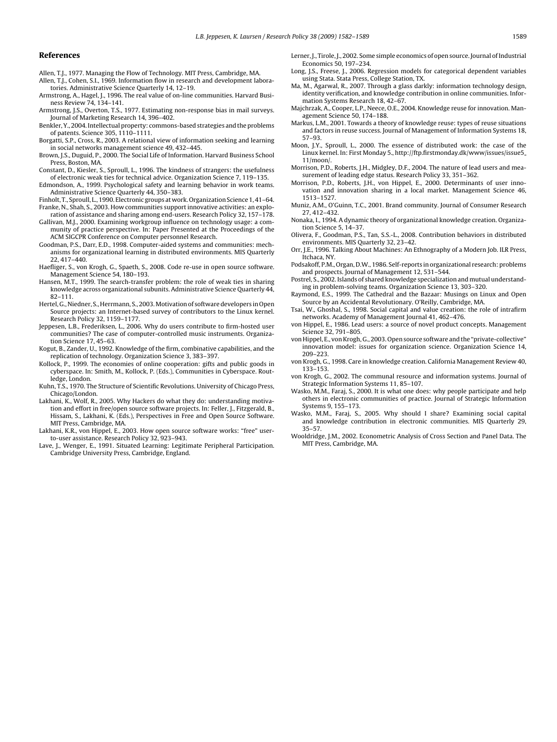## References

Allen, T.J., 1977. Managing the Flow of Technology. MIT Press, Cambridge, MA.

Allen, T.J., Cohen, S.I., 1969. Information flow in research and development laboratories. Administrative Science Quarterly 14, 12–19.

Armstrong, A., Hagel, J., 1996. The real value of on-line communities. Harvard Business Review 74, 134–141.

Armstrong, J.S., Overton, T.S., 1977. Estimating non-response bias in mail surveys. Journal of Marketing Research 14, 396–402.

Benkler, Y., 2004. Intellectual property: commons-based strategies and the problems of patents. Science 305, 1110–1111.

Borgatti, S.P., Cross, R., 2003. A relational view of information seeking and learning in social networks management science 49, 432–445.

Brown, J.S., Duguid, P., 2000. The Social Life of Information. Harvard Business School Press, Boston, MA.

Constant, D., Kiesler, S., Sproull, L., 1996. The kindness of strangers: the usefulness of electronic weak ties for technical advice. Organization Science 7, 119–135.

Edmondson, A., 1999. Psychological safety and learning behavior in work teams. Administrative Science Quarterly 44, 350–383.

Finholt, T., Sproull, L., 1990. Electronic groups at work. Organization Science 1, 41–64.

Franke, N., Shah, S., 2003. How communities support innovative activities: an exploration of assistance and sharing among end-users. Research Policy 32, 157–178.

Gallivan, M.J., 2000. Examining workgroup influence on technology usage: a community of practice perspective. In: Paper Presented at the Proceedings of the ACM SIGCPR Conference on Computer personnel Research.

Goodman, P.S., Darr, E.D., 1998. Computer-aided systems and communities: mechanisms for organizational learning in distributed environments. MIS Quarterly 22, 417–440.

Haefliger, S., von Krogh, G., Spaeth, S., 2008. Code re-use in open source software. Management Science 54, 180–193.

Hansen, M.T., 1999. The search-transfer problem: the role of weak ties in sharing knowledge across organizational subunits. Administrative Science Quarterly 44, 82–111.

Hertel, G., Niedner, S., Herrmann, S., 2003. Motivation of software developers in Open Source projects: an Internet-based survey of contributors to the Linux kernel. Research Policy 32, 1159–1177.

Jeppesen, L.B., Frederiksen, L., 2006. Why do users contribute to firm-hosted user communities? The case of computer-controlled music instruments. Organization Science 17, 45–63.

Kogut, B., Zander, U., 1992. Knowledge of the firm, combinative capabilities, and the replication of technology. Organization Science 3, 383–397.

Kollock, P., 1999. The economies of online cooperation: gifts and public goods in cyberspace. In: Smith, M., Kollock, P. (Eds.), Communities in Cyberspace. Routledge, London.

Kuhn, T.S., 1970. The Structure of Scientific Revolutions. University of Chicago Press, Chicago/London.

Lakhani, K., Wolf, R., 2005. Why Hackers do what they do: understanding motivation and effort in free/open source software projects. In: Feller, J., Fitzgerald, B., Hissam, S., Lakhani, K. (Eds.), Perspectives in Free and Open Source Software. MIT Press, Cambridge, MA.

Lakhani, K.R., von Hippel, E., 2003. How open source software works: "free" user-to-user assistance. Research Policy 32, 923–943.

Lave, J., Wenger, E., 1991. Situated Learning: Legitimate Peripheral Participation. Cambridge University Press, Cambridge, England.

Lerner, J., Tirole, J., 2002. Some simple economics of open source. Journal of Industrial Economics 50, 197–234.

Long, J.S., Freese, J., 2006. Regression models for categorical dependent variables using Stata. Stata Press, College Station, TX.

Ma, M., Agarwal, R., 2007. Through a glass darkly: information technology design, identity verification, and knowledge contribution in online communities. Information Systems Research 18, 42–67.

Majchrzak, A., Cooper, L.P., Neece, O.E., 2004. Knowledge reuse for innovation. Management Science 50, 174–188.

Markus, L.M., 2001. Towards a theory of knowledge reuse: types of reuse situations and factors in reuse success. Journal of Management of Information Systems 18, 57–93.

Moon, J.Y., Sproull, L., 2000. The essence of distributed work: the case of the Linux kernel. In: First Monday 5., http://ftp.firstmonday.dk/www/issues/issue5_11/moon/.

Morrison, P.D., Roberts, J.H., Midgley, D.F., 2004. The nature of lead users and measurement of leading edge status. Research Policy 33, 351–362.

Morrison, P.D., Roberts, J.H., von Hippel, E., 2000. Determinants of user innovation and innovation sharing in a local market. Management Science 46, 1513–1527.

Muniz, A.M., O'Guinn, T.C., 2001. Brand community. Journal of Consumer Research 27, 412–432.

Nonaka, I., 1994. A dynamic theory of organizational knowledge creation. Organization Science 5, 14–37.

Olivera, F., Goodman, P.S., Tan, S.S.-L., 2008. Contribution behaviors in distributed environments. MIS Quarterly 32, 23–42.

Orr, J.E., 1996. Talking About Machines: An Ethnography of a Modern Job. ILR Press, Itchaca, NY.

Podsakoff, P.M., Organ, D.W., 1986. Self-reports in organizational research: problems and prospects. Journal of Management 12, 531–544.

Postrel, S., 2002. Islands of shared knowledge specialization and mutual understanding in problem-solving teams. Organization Science 13, 303–320.

Raymond, E.S., 1999. The Cathedral and the Bazaar: Musings on Linux and Open Source by an Accidental Revolutionary. O'Reilly, Cambridge, MA.

Tsai, W., Ghoshal, S., 1998. Social capital and value creation: the role of intrafirm networks. Academy of Management Journal 41, 462–476.

von Hippel, E., 1986. Lead users: a source of novel product concepts. Management Science 32, 791–805.

von Hippel, E., von Krogh, G., 2003. Open source software and the "private-collective" innovation model: issues for organization science. Organization Science 14, 209–223.

von Krogh, G., 1998. Care in knowledge creation. California Management Review 40, 133–153.

von Krogh, G., 2002. The communal resource and information systems. Journal of Strategic Information Systems 11, 85–107.

Wasko, M.M., Faraj, S., 2000. It is what one does: why people participate and help others in electronic communities of practice. Journal of Strategic Information Systems 9, 155–173.

Wasko, M.M., Faraj, S., 2005. Why should I share? Examining social capital and knowledge contribution in electronic communities. MIS Quarterly 29, 35–57.

Wooldridge, J.M., 2002. Econometric Analysis of Cross Section and Panel Data. The MIT Press, Cambridge, MA.